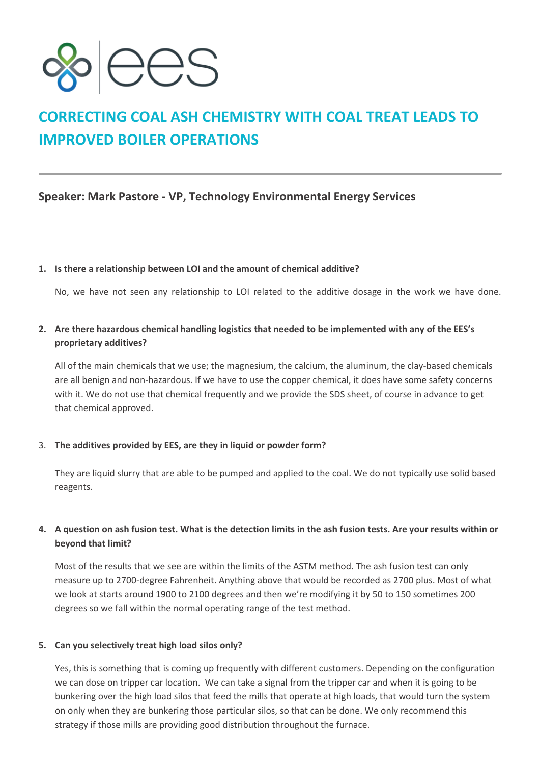# CORRECTING COAL ASH CHEMISTRY WITH COAL TREAT LEADS TO IMPROVED BOILER OPERATIONS

## Speaker: Mark Pastore - VP, Technology Environmental Energy Services

1. **Is there a relationship between LOI and the amount of chemical additive?**

   No, we have not seen any relationship to LOI related to the additive dosage in the work we have done.

2. **Are there hazardous chemical handling logistics that needed to be implemented with any of the EES's proprietary additives?**

   All of the main chemicals that we use; the magnesium, the calcium, the aluminum, the clay-based chemicals are all benign and non-hazardous. If we have to use the copper chemical, it does have some safety concerns with it. We do not use that chemical frequently and we provide the SDS sheet, of course in advance to get that chemical approved.

3. **The additives provided by EES, are they in liquid or powder form?**

   They are liquid slurry that are able to be pumped and applied to the coal. We do not typically use solid based reagents.

4. **A question on ash fusion test. What is the detection limits in the ash fusion tests. Are your results within or beyond that limit?**

   Most of the results that we see are within the limits of the ASTM method. The ash fusion test can only measure up to 2700-degree Fahrenheit. Anything above that would be recorded as 2700 plus. Most of what we look at starts around 1900 to 2100 degrees and then we're modifying it by 50 to 150 sometimes 200 degrees so we fall within the normal operating range of the test method.

5. **Can you selectively treat high load silos only?**

   Yes, this is something that is coming up frequently with different customers. Depending on the configuration we can dose on tripper car location. We can take a signal from the tripper car and when it is going to be bunkering over the high load silos that feed the mills that operate at high loads, that would turn the system on only when they are bunkering those particular silos, so that can be done. We only recommend this strategy if those mills are providing good distribution throughout the furnace.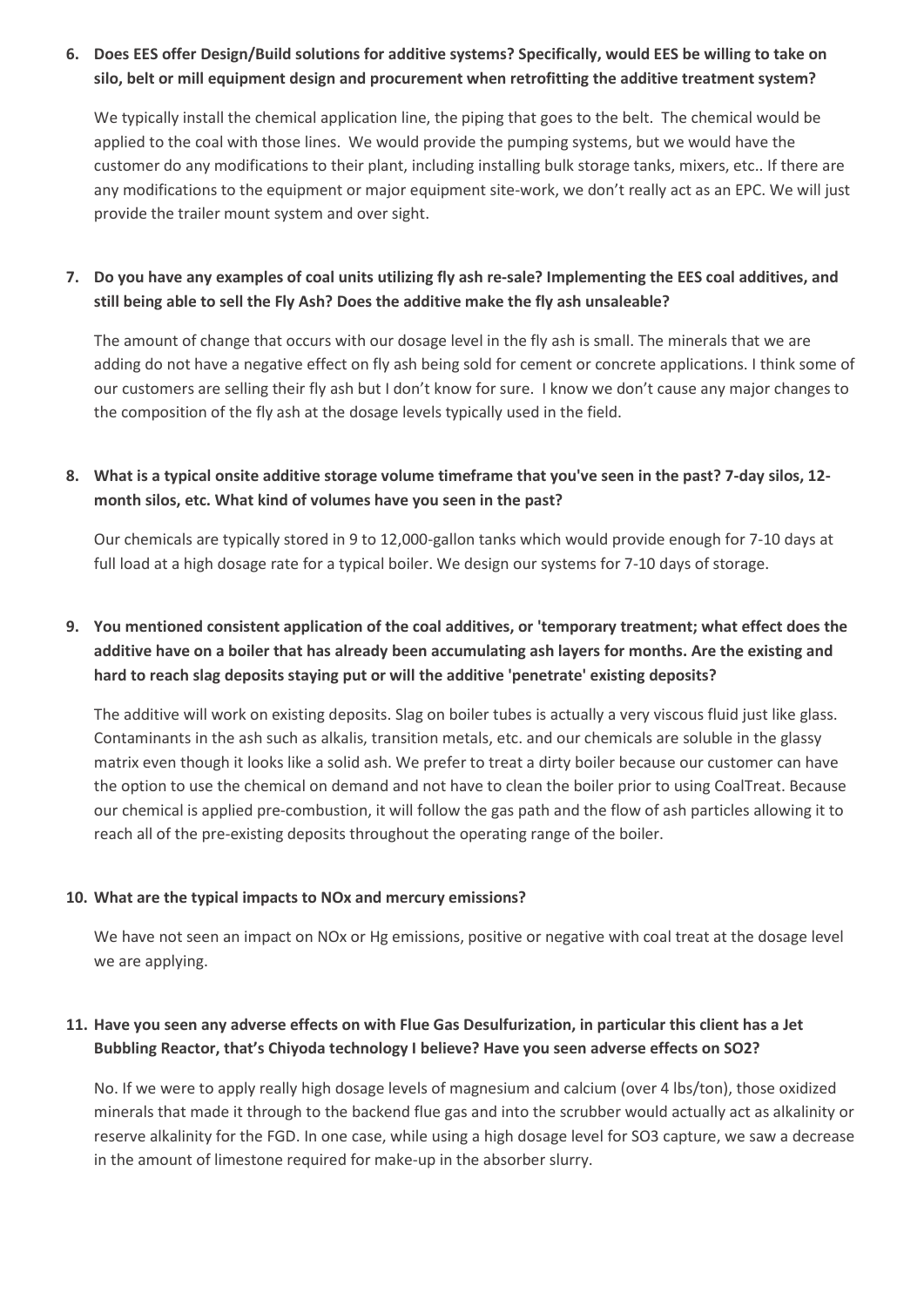6. **Does EES offer Design/Build solutions for additive systems? Specifically, would EES be willing to take on silo, belt or mill equipment design and procurement when retrofitting the additive treatment system?**

   We typically install the chemical application line, the piping that goes to the belt. The chemical would be applied to the coal with those lines. We would provide the pumping systems, but we would have the customer do any modifications to their plant, including installing bulk storage tanks, mixers, etc.. If there are any modifications to the equipment or major equipment site-work, we don't really act as an EPC. We will just provide the trailer mount system and over sight.

7. **Do you have any examples of coal units utilizing fly ash re-sale? Implementing the EES coal additives, and still being able to sell the Fly Ash? Does the additive make the fly ash unsaleable?**

   The amount of change that occurs with our dosage level in the fly ash is small. The minerals that we are adding do not have a negative effect on fly ash being sold for cement or concrete applications. I think some of our customers are selling their fly ash but I don't know for sure. I know we don't cause any major changes to the composition of the fly ash at the dosage levels typically used in the field.

8. **What is a typical onsite additive storage volume timeframe that you've seen in the past? 7-day silos, 12-month silos, etc. What kind of volumes have you seen in the past?**

   Our chemicals are typically stored in 9 to 12,000-gallon tanks which would provide enough for 7-10 days at full load at a high dosage rate for a typical boiler. We design our systems for 7-10 days of storage.

9. **You mentioned consistent application of the coal additives, or 'temporary treatment; what effect does the additive have on a boiler that has already been accumulating ash layers for months. Are the existing and hard to reach slag deposits staying put or will the additive 'penetrate' existing deposits?**

   The additive will work on existing deposits. Slag on boiler tubes is actually a very viscous fluid just like glass. Contaminants in the ash such as alkalis, transition metals, etc. and our chemicals are soluble in the glassy matrix even though it looks like a solid ash. We prefer to treat a dirty boiler because our customer can have the option to use the chemical on demand and not have to clean the boiler prior to using CoalTreat. Because our chemical is applied pre-combustion, it will follow the gas path and the flow of ash particles allowing it to reach all of the pre-existing deposits throughout the operating range of the boiler.

10. **What are the typical impacts to NOx and mercury emissions?**

    We have not seen an impact on NOx or Hg emissions, positive or negative with coal treat at the dosage level we are applying.

11. **Have you seen any adverse effects on with Flue Gas Desulfurization, in particular this client has a Jet Bubbling Reactor, that's Chiyoda technology I believe? Have you seen adverse effects on SO2?**

    No. If we were to apply really high dosage levels of magnesium and calcium (over 4 lbs/ton), those oxidized minerals that made it through to the backend flue gas and into the scrubber would actually act as alkalinity or reserve alkalinity for the FGD. In one case, while using a high dosage level for SO3 capture, we saw a decrease in the amount of limestone required for make-up in the absorber slurry.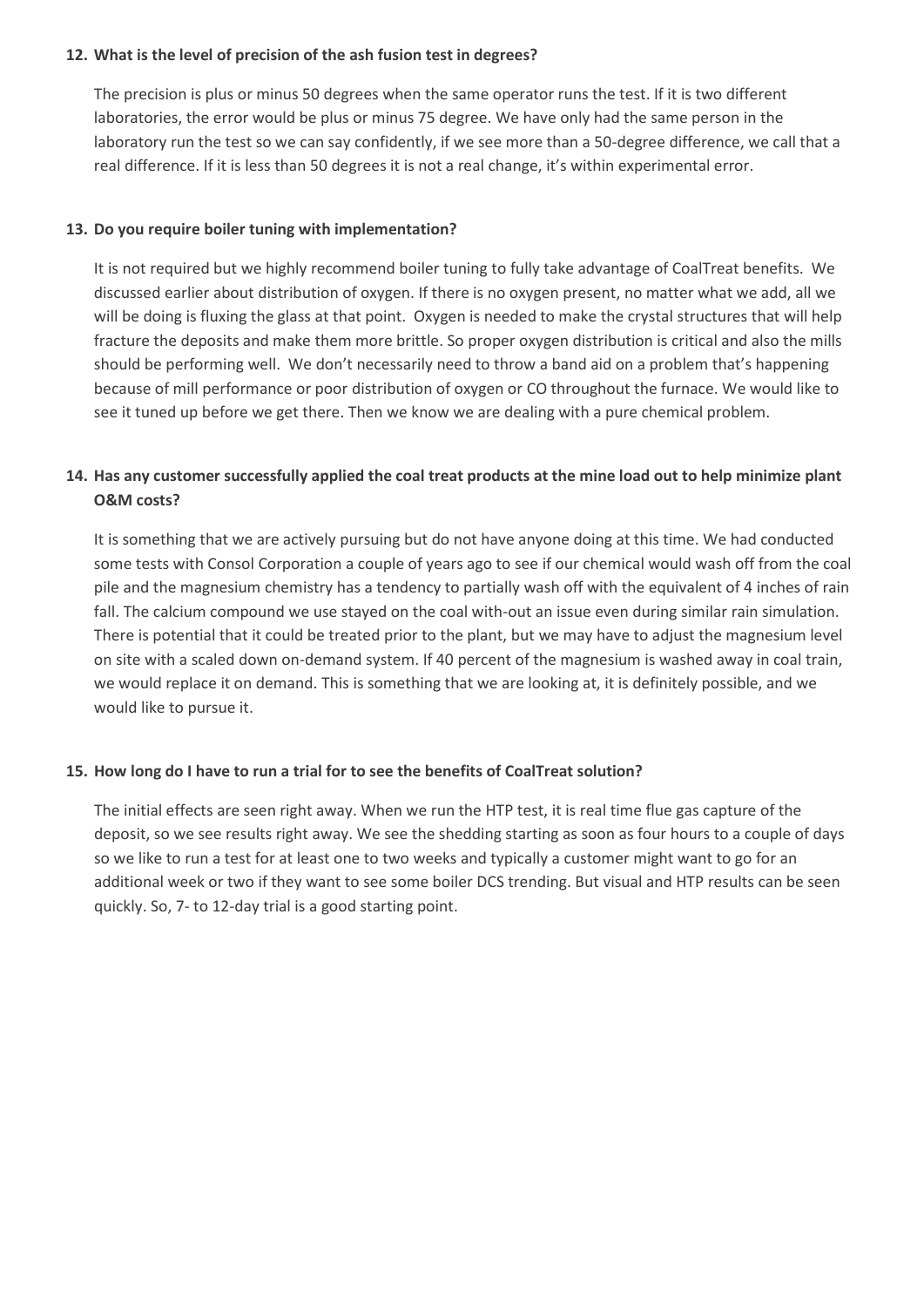**12. What is the level of precision of the ash fusion test in degrees?**

The precision is plus or minus 50 degrees when the same operator runs the test. If it is two different laboratories, the error would be plus or minus 75 degree. We have only had the same person in the laboratory run the test so we can say confidently, if we see more than a 50-degree difference, we call that a real difference. If it is less than 50 degrees it is not a real change, it's within experimental error.

**13. Do you require boiler tuning with implementation?**

It is not required but we highly recommend boiler tuning to fully take advantage of CoalTreat benefits. We discussed earlier about distribution of oxygen. If there is no oxygen present, no matter what we add, all we will be doing is fluxing the glass at that point. Oxygen is needed to make the crystal structures that will help fracture the deposits and make them more brittle. So proper oxygen distribution is critical and also the mills should be performing well. We don't necessarily need to throw a band aid on a problem that's happening because of mill performance or poor distribution of oxygen or CO throughout the furnace. We would like to see it tuned up before we get there. Then we know we are dealing with a pure chemical problem.

**14. Has any customer successfully applied the coal treat products at the mine load out to help minimize plant O&M costs?**

It is something that we are actively pursuing but do not have anyone doing at this time. We had conducted some tests with Consol Corporation a couple of years ago to see if our chemical would wash off from the coal pile and the magnesium chemistry has a tendency to partially wash off with the equivalent of 4 inches of rain fall. The calcium compound we use stayed on the coal with-out an issue even during similar rain simulation. There is potential that it could be treated prior to the plant, but we may have to adjust the magnesium level on site with a scaled down on-demand system. If 40 percent of the magnesium is washed away in coal train, we would replace it on demand. This is something that we are looking at, it is definitely possible, and we would like to pursue it.

**15. How long do I have to run a trial for to see the benefits of CoalTreat solution?**

The initial effects are seen right away. When we run the HTP test, it is real time flue gas capture of the deposit, so we see results right away. We see the shedding starting as soon as four hours to a couple of days so we like to run a test for at least one to two weeks and typically a customer might want to go for an additional week or two if they want to see some boiler DCS trending. But visual and HTP results can be seen quickly. So, 7- to 12-day trial is a good starting point.